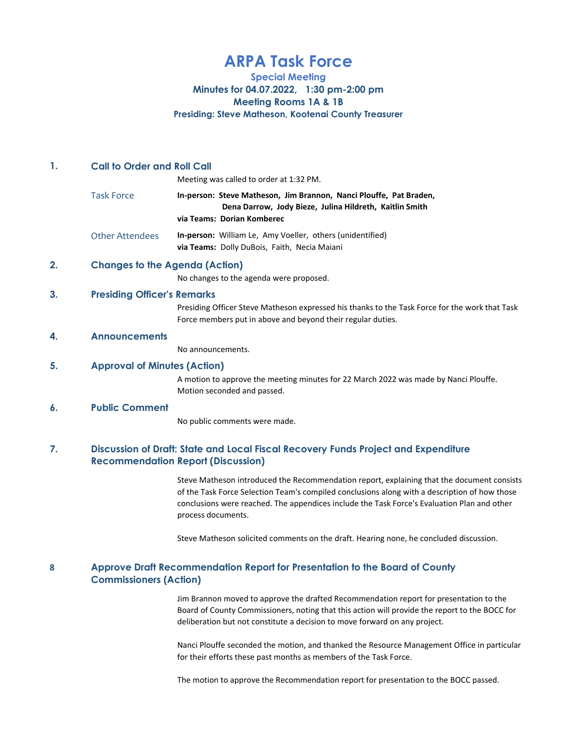# ARPA Task Force

## Special Meeting

### Minutes for 04.07.2022, 1:30 pm-2:00 pm

### Meeting Rooms 1A & 1B

**Presiding: Steve Matheson, Kootenai County Treasurer**

## 1. Call to Order and Roll Call

Meeting was called to order at 1:32 PM.

**Task Force**

**In-person: Steve Matheson, Jim Brannon, Nanci Plouffe, Pat Braden, Dena Darrow, Jody Bieze, Julina Hildreth, Kaitlin Smith**
**via Teams: Dorian Komberec**

**Other Attendees**

**In-person:** William Le, Amy Voeller, others (unidentified)
**via Teams:** Dolly DuBois, Faith, Necia Maiani

## 2. Changes to the Agenda (Action)

No changes to the agenda were proposed.

## 3. Presiding Officer's Remarks

Presiding Officer Steve Matheson expressed his thanks to the Task Force for the work that Task Force members put in above and beyond their regular duties.

## 4. Announcements

No announcements.

## 5. Approval of Minutes (Action)

A motion to approve the meeting minutes for 22 March 2022 was made by Nanci Plouffe. Motion seconded and passed.

## 6. Public Comment

No public comments were made.

## 7. Discussion of Draft: State and Local Fiscal Recovery Funds Project and Expenditure Recommendation Report (Discussion)

Steve Matheson introduced the Recommendation report, explaining that the document consists of the Task Force Selection Team's compiled conclusions along with a description of how those conclusions were reached. The appendices include the Task Force's Evaluation Plan and other process documents.

Steve Matheson solicited comments on the draft. Hearing none, he concluded discussion.

## 8 Approve Draft Recommendation Report for Presentation to the Board of County Commissioners (Action)

Jim Brannon moved to approve the drafted Recommendation report for presentation to the Board of County Commissioners, noting that this action will provide the report to the BOCC for deliberation but not constitute a decision to move forward on any project.

Nanci Plouffe seconded the motion, and thanked the Resource Management Office in particular for their efforts these past months as members of the Task Force.

The motion to approve the Recommendation report for presentation to the BOCC passed.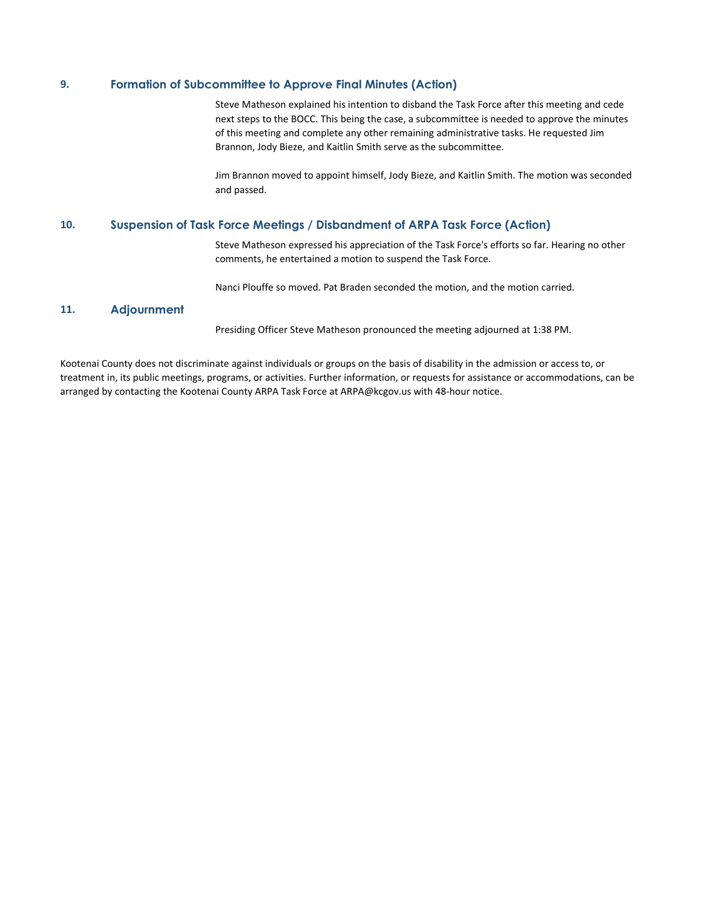## 9. Formation of Subcommittee to Approve Final Minutes (Action)

Steve Matheson explained his intention to disband the Task Force after this meeting and cede next steps to the BOCC. This being the case, a subcommittee is needed to approve the minutes of this meeting and complete any other remaining administrative tasks. He requested Jim Brannon, Jody Bieze, and Kaitlin Smith serve as the subcommittee.

Jim Brannon moved to appoint himself, Jody Bieze, and Kaitlin Smith. The motion was seconded and passed.

## 10. Suspension of Task Force Meetings / Disbandment of ARPA Task Force (Action)

Steve Matheson expressed his appreciation of the Task Force's efforts so far. Hearing no other comments, he entertained a motion to suspend the Task Force.

Nanci Plouffe so moved. Pat Braden seconded the motion, and the motion carried.

## 11. Adjournment

Presiding Officer Steve Matheson pronounced the meeting adjourned at 1:38 PM.

Kootenai County does not discriminate against individuals or groups on the basis of disability in the admission or access to, or treatment in, its public meetings, programs, or activities. Further information, or requests for assistance or accommodations, can be arranged by contacting the Kootenai County ARPA Task Force at ARPA@kcgov.us with 48-hour notice.